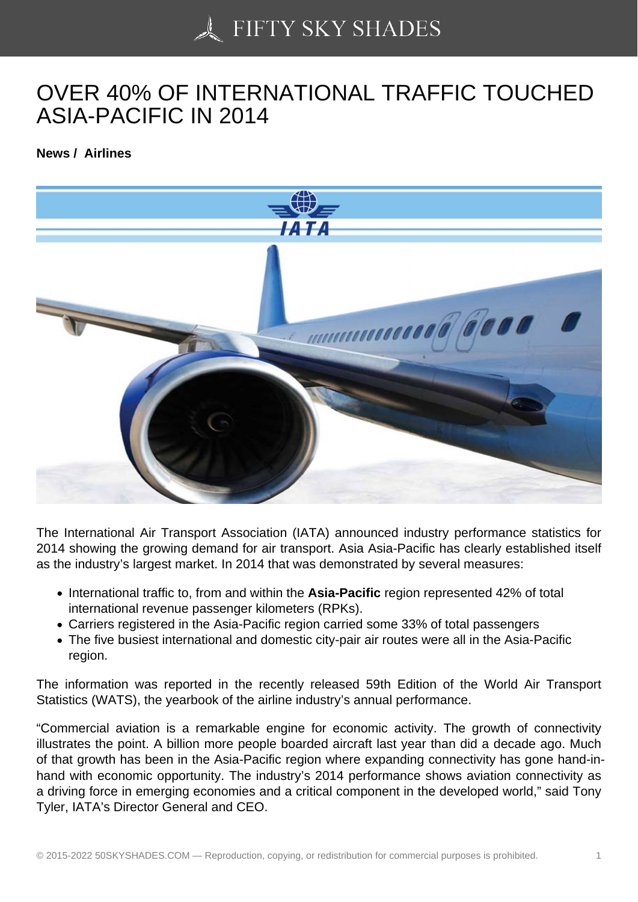# OVER 40% OF INTERNATIONAL TRAFFIC TOUCHED ASIA-PACIFIC IN 2014

**News / Airlines**

The International Air Transport Association (IATA) announced industry performance statistics for 2014 showing the growing demand for air transport. Asia Asia-Pacific has clearly established itself as the industry's largest market. In 2014 that was demonstrated by several measures:

- International traffic to, from and within the **Asia-Pacific** region represented 42% of total international revenue passenger kilometers (RPKs).
- Carriers registered in the Asia-Pacific region carried some 33% of total passengers
- The five busiest international and domestic city-pair air routes were all in the Asia-Pacific region.

The information was reported in the recently released 59th Edition of the World Air Transport Statistics (WATS), the yearbook of the airline industry's annual performance.

"Commercial aviation is a remarkable engine for economic activity. The growth of connectivity illustrates the point. A billion more people boarded aircraft last year than did a decade ago. Much of that growth has been in the Asia-Pacific region where expanding connectivity has gone hand-in-hand with economic opportunity. The industry's 2014 performance shows aviation connectivity as a driving force in emerging economies and a critical component in the developed world," said Tony Tyler, IATA's Director General and CEO.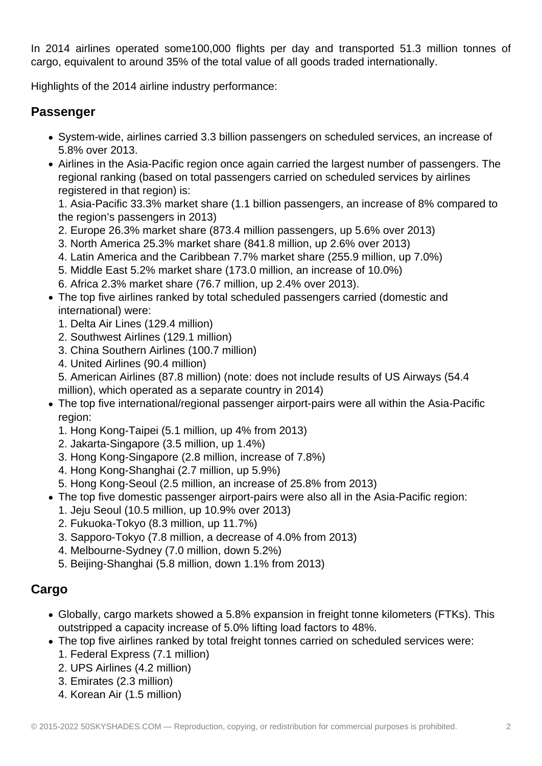In 2014 airlines operated some100,000 flights per day and transported 51.3 million tonnes of cargo, equivalent to around 35% of the total value of all goods traded internationally.

Highlights of the 2014 airline industry performance:

## Passenger

- System-wide, airlines carried 3.3 billion passengers on scheduled services, an increase of 5.8% over 2013.
- Airlines in the Asia-Pacific region once again carried the largest number of passengers. The regional ranking (based on total passengers carried on scheduled services by airlines registered in that region) is:
  1. Asia-Pacific 33.3% market share (1.1 billion passengers, an increase of 8% compared to the region's passengers in 2013)
  2. Europe 26.3% market share (873.4 million passengers, up 5.6% over 2013)
  3. North America 25.3% market share (841.8 million, up 2.6% over 2013)
  4. Latin America and the Caribbean 7.7% market share (255.9 million, up 7.0%)
  5. Middle East 5.2% market share (173.0 million, an increase of 10.0%)
  6. Africa 2.3% market share (76.7 million, up 2.4% over 2013).
- The top five airlines ranked by total scheduled passengers carried (domestic and international) were:
  1. Delta Air Lines (129.4 million)
  2. Southwest Airlines (129.1 million)
  3. China Southern Airlines (100.7 million)
  4. United Airlines (90.4 million)
  5. American Airlines (87.8 million) (note: does not include results of US Airways (54.4 million), which operated as a separate country in 2014)
- The top five international/regional passenger airport-pairs were all within the Asia-Pacific region:
  1. Hong Kong-Taipei (5.1 million, up 4% from 2013)
  2. Jakarta-Singapore (3.5 million, up 1.4%)
  3. Hong Kong-Singapore (2.8 million, increase of 7.8%)
  4. Hong Kong-Shanghai (2.7 million, up 5.9%)
  5. Hong Kong-Seoul (2.5 million, an increase of 25.8% from 2013)
- The top five domestic passenger airport-pairs were also all in the Asia-Pacific region:
  1. Jeju Seoul (10.5 million, up 10.9% over 2013)
  2. Fukuoka-Tokyo (8.3 million, up 11.7%)
  3. Sapporo-Tokyo (7.8 million, a decrease of 4.0% from 2013)
  4. Melbourne-Sydney (7.0 million, down 5.2%)
  5. Beijing-Shanghai (5.8 million, down 1.1% from 2013)

## Cargo

- Globally, cargo markets showed a 5.8% expansion in freight tonne kilometers (FTKs). This outstripped a capacity increase of 5.0% lifting load factors to 48%.
- The top five airlines ranked by total freight tonnes carried on scheduled services were:
  1. Federal Express (7.1 million)
  2. UPS Airlines (4.2 million)
  3. Emirates (2.3 million)
  4. Korean Air (1.5 million)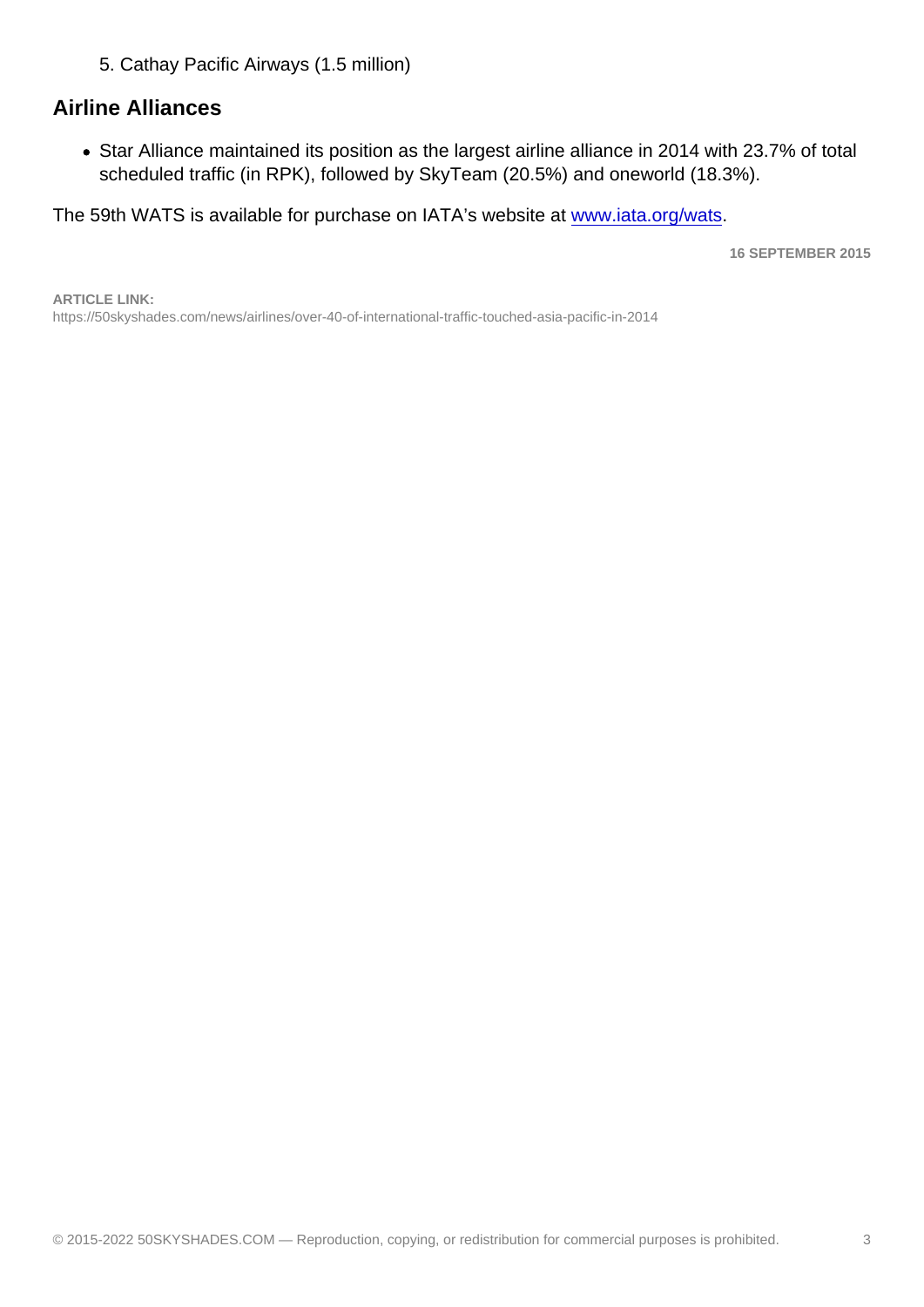5. Cathay Pacific Airways (1.5 million)

## Airline Alliances

- Star Alliance maintained its position as the largest airline alliance in 2014 with 23.7% of total scheduled traffic (in RPK), followed by SkyTeam (20.5%) and oneworld (18.3%).

The 59th WATS is available for purchase on IATA's website at [www.iata.org/wats](http://www.iata.org/wats).

**16 SEPTEMBER 2015**

**ARTICLE LINK:**
https://50skyshades.com/news/airlines/over-40-of-international-traffic-touched-asia-pacific-in-2014